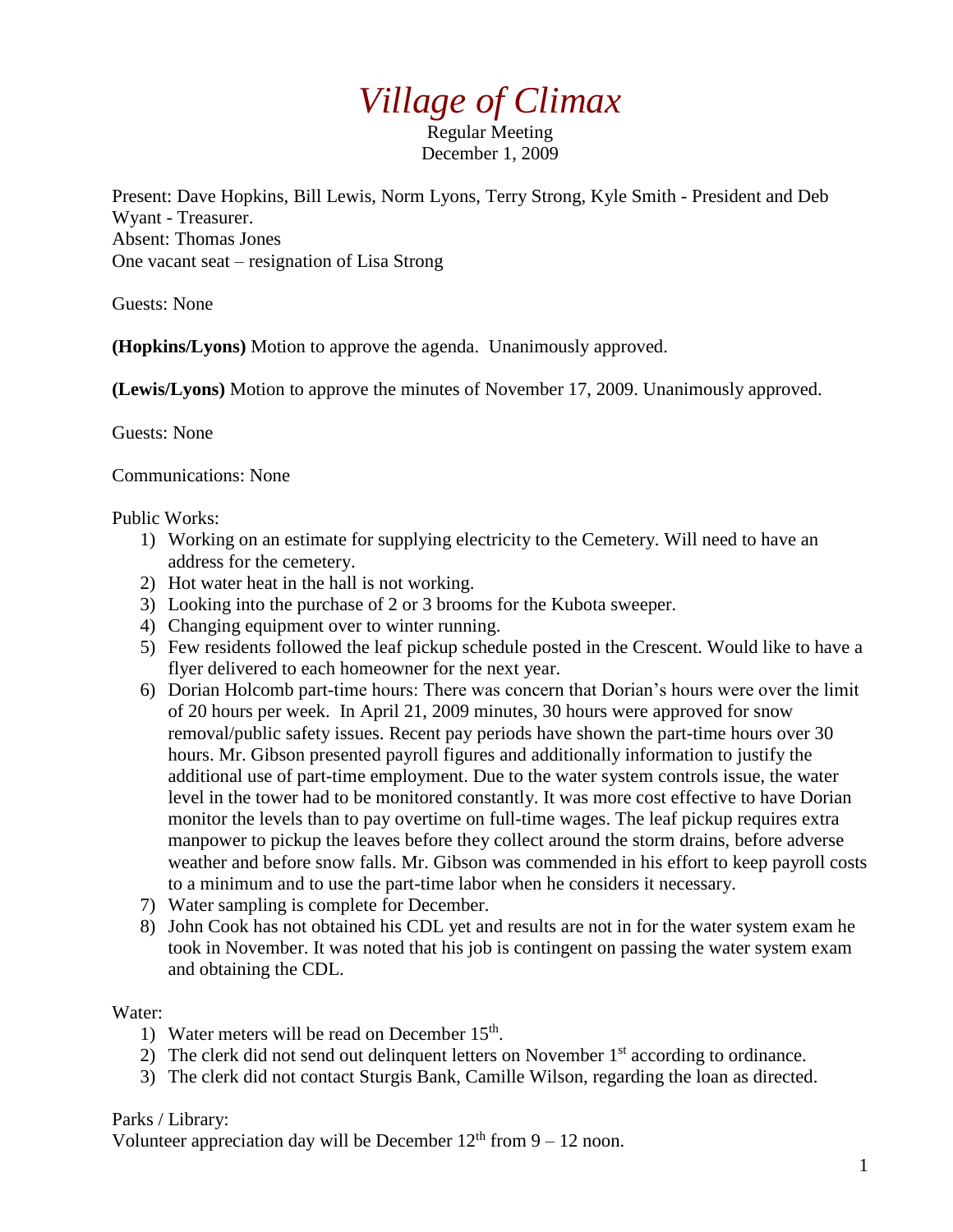# *Village of Climax*

Regular Meeting
December 1, 2009

Present: Dave Hopkins, Bill Lewis, Norm Lyons, Terry Strong, Kyle Smith - President and Deb Wyant - Treasurer.
Absent: Thomas Jones
One vacant seat – resignation of Lisa Strong

Guests: None

**(Hopkins/Lyons)** Motion to approve the agenda. Unanimously approved.

**(Lewis/Lyons)** Motion to approve the minutes of November 17, 2009. Unanimously approved.

Guests: None

Communications: None

Public Works:

1) Working on an estimate for supplying electricity to the Cemetery. Will need to have an address for the cemetery.
2) Hot water heat in the hall is not working.
3) Looking into the purchase of 2 or 3 brooms for the Kubota sweeper.
4) Changing equipment over to winter running.
5) Few residents followed the leaf pickup schedule posted in the Crescent. Would like to have a flyer delivered to each homeowner for the next year.
6) Dorian Holcomb part-time hours: There was concern that Dorian's hours were over the limit of 20 hours per week. In April 21, 2009 minutes, 30 hours were approved for snow removal/public safety issues. Recent pay periods have shown the part-time hours over 30 hours. Mr. Gibson presented payroll figures and additionally information to justify the additional use of part-time employment. Due to the water system controls issue, the water level in the tower had to be monitored constantly. It was more cost effective to have Dorian monitor the levels than to pay overtime on full-time wages. The leaf pickup requires extra manpower to pickup the leaves before they collect around the storm drains, before adverse weather and before snow falls. Mr. Gibson was commended in his effort to keep payroll costs to a minimum and to use the part-time labor when he considers it necessary.
7) Water sampling is complete for December.
8) John Cook has not obtained his CDL yet and results are not in for the water system exam he took in November. It was noted that his job is contingent on passing the water system exam and obtaining the CDL.

Water:

1) Water meters will be read on December 15th.
2) The clerk did not send out delinquent letters on November 1st according to ordinance.
3) The clerk did not contact Sturgis Bank, Camille Wilson, regarding the loan as directed.

Parks / Library:
Volunteer appreciation day will be December 12th from 9 – 12 noon.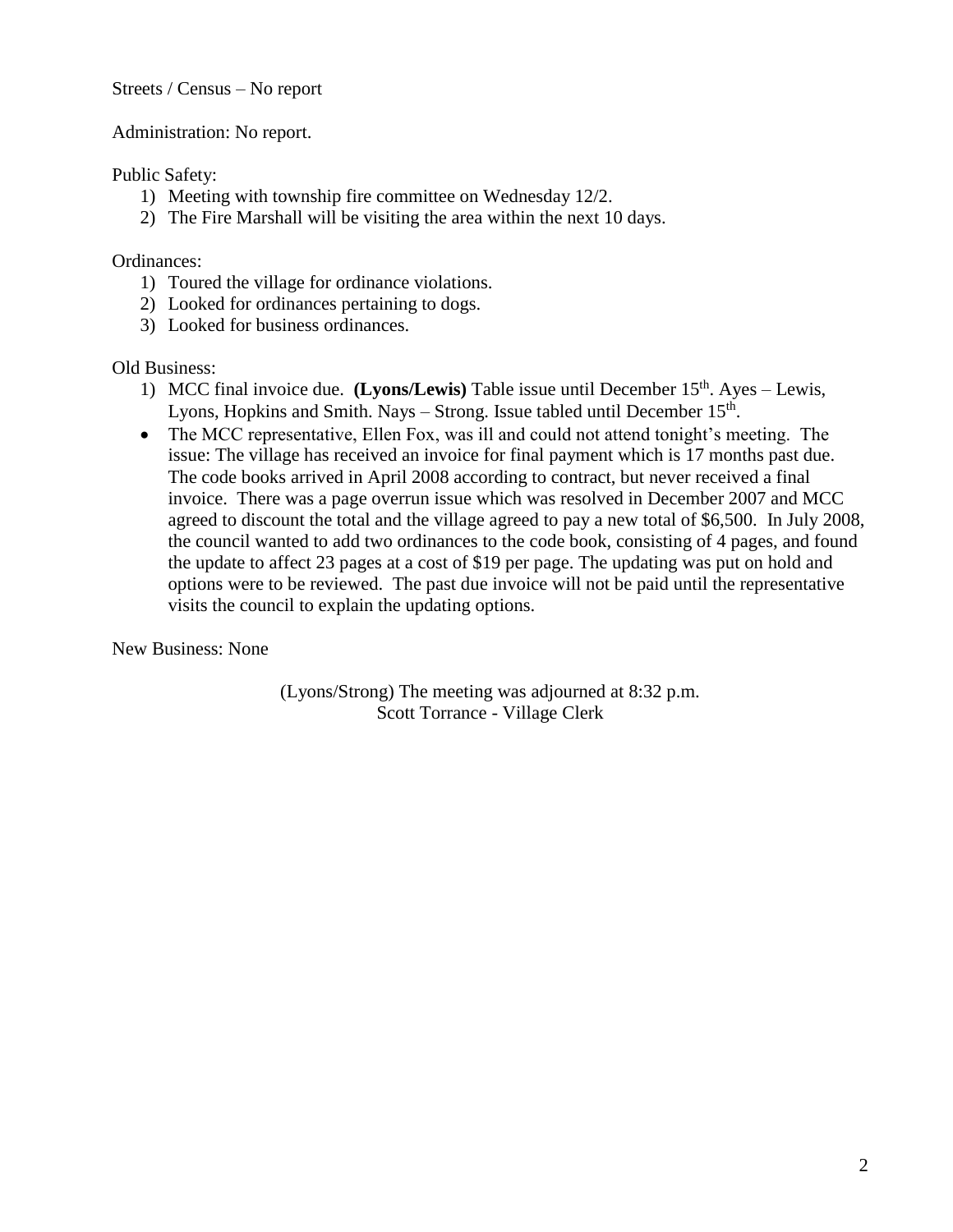Streets / Census – No report

Administration: No report.

Public Safety:

1) Meeting with township fire committee on Wednesday 12/2.
2) The Fire Marshall will be visiting the area within the next 10 days.

Ordinances:

1) Toured the village for ordinance violations.
2) Looked for ordinances pertaining to dogs.
3) Looked for business ordinances.

Old Business:

1) MCC final invoice due. **(Lyons/Lewis)** Table issue until December 15th. Ayes – Lewis, Lyons, Hopkins and Smith. Nays – Strong. Issue tabled until December 15th.

- The MCC representative, Ellen Fox, was ill and could not attend tonight's meeting. The issue: The village has received an invoice for final payment which is 17 months past due. The code books arrived in April 2008 according to contract, but never received a final invoice. There was a page overrun issue which was resolved in December 2007 and MCC agreed to discount the total and the village agreed to pay a new total of $6,500. In July 2008, the council wanted to add two ordinances to the code book, consisting of 4 pages, and found the update to affect 23 pages at a cost of $19 per page. The updating was put on hold and options were to be reviewed. The past due invoice will not be paid until the representative visits the council to explain the updating options.

New Business: None

(Lyons/Strong) The meeting was adjourned at 8:32 p.m.
Scott Torrance - Village Clerk